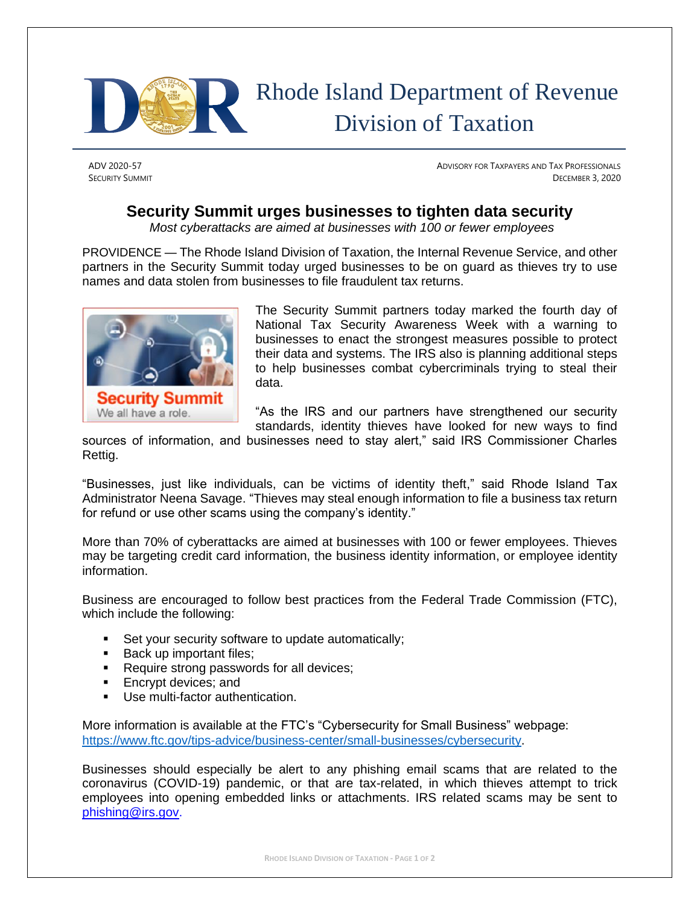Rhode Island Department of Revenue
Division of Taxation

ADV 2020-57
SECURITY SUMMIT

ADVISORY FOR TAXPAYERS AND TAX PROFESSIONALS
DECEMBER 3, 2020

# Security Summit urges businesses to tighten data security

*Most cyberattacks are aimed at businesses with 100 or fewer employees*

PROVIDENCE — The Rhode Island Division of Taxation, the Internal Revenue Service, and other partners in the Security Summit today urged businesses to be on guard as thieves try to use names and data stolen from businesses to file fraudulent tax returns.

The Security Summit partners today marked the fourth day of National Tax Security Awareness Week with a warning to businesses to enact the strongest measures possible to protect their data and systems. The IRS also is planning additional steps to help businesses combat cybercriminals trying to steal their data.

"As the IRS and our partners have strengthened our security standards, identity thieves have looked for new ways to find sources of information, and businesses need to stay alert," said IRS Commissioner Charles Rettig.

"Businesses, just like individuals, can be victims of identity theft," said Rhode Island Tax Administrator Neena Savage. "Thieves may steal enough information to file a business tax return for refund or use other scams using the company's identity."

More than 70% of cyberattacks are aimed at businesses with 100 or fewer employees. Thieves may be targeting credit card information, the business identity information, or employee identity information.

Business are encouraged to follow best practices from the Federal Trade Commission (FTC), which include the following:

- Set your security software to update automatically;
- Back up important files;
- Require strong passwords for all devices;
- Encrypt devices; and
- Use multi-factor authentication.

More information is available at the FTC's "Cybersecurity for Small Business" webpage: https://www.ftc.gov/tips-advice/business-center/small-businesses/cybersecurity.

Businesses should especially be alert to any phishing email scams that are related to the coronavirus (COVID-19) pandemic, or that are tax-related, in which thieves attempt to trick employees into opening embedded links or attachments. IRS related scams may be sent to phishing@irs.gov.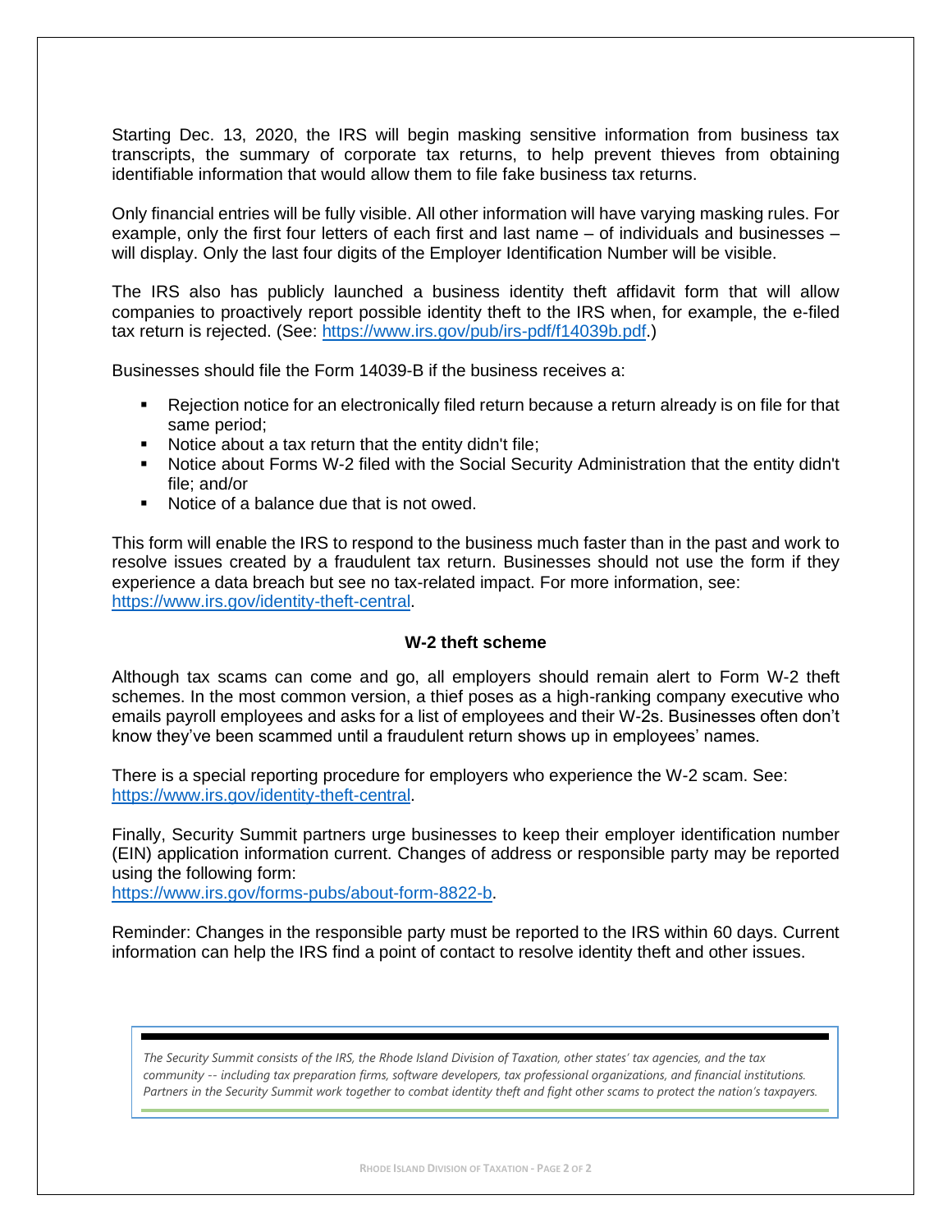Starting Dec. 13, 2020, the IRS will begin masking sensitive information from business tax transcripts, the summary of corporate tax returns, to help prevent thieves from obtaining identifiable information that would allow them to file fake business tax returns.

Only financial entries will be fully visible. All other information will have varying masking rules. For example, only the first four letters of each first and last name – of individuals and businesses – will display. Only the last four digits of the Employer Identification Number will be visible.

The IRS also has publicly launched a business identity theft affidavit form that will allow companies to proactively report possible identity theft to the IRS when, for example, the e-filed tax return is rejected. (See: [https://www.irs.gov/pub/irs-pdf/f14039b.pdf](https://www.irs.gov/pub/irs-pdf/f14039b.pdf).)

Businesses should file the Form 14039-B if the business receives a:

- Rejection notice for an electronically filed return because a return already is on file for that same period;
- Notice about a tax return that the entity didn't file;
- Notice about Forms W-2 filed with the Social Security Administration that the entity didn't file; and/or
- Notice of a balance due that is not owed.

This form will enable the IRS to respond to the business much faster than in the past and work to resolve issues created by a fraudulent tax return. Businesses should not use the form if they experience a data breach but see no tax-related impact. For more information, see: [https://www.irs.gov/identity-theft-central](https://www.irs.gov/identity-theft-central).

### W-2 theft scheme

Although tax scams can come and go, all employers should remain alert to Form W-2 theft schemes. In the most common version, a thief poses as a high-ranking company executive who emails payroll employees and asks for a list of employees and their W-2s. Businesses often don't know they've been scammed until a fraudulent return shows up in employees' names.

There is a special reporting procedure for employers who experience the W-2 scam. See: [https://www.irs.gov/identity-theft-central](https://www.irs.gov/identity-theft-central).

Finally, Security Summit partners urge businesses to keep their employer identification number (EIN) application information current. Changes of address or responsible party may be reported using the following form:
[https://www.irs.gov/forms-pubs/about-form-8822-b](https://www.irs.gov/forms-pubs/about-form-8822-b).

Reminder: Changes in the responsible party must be reported to the IRS within 60 days. Current information can help the IRS find a point of contact to resolve identity theft and other issues.

*The Security Summit consists of the IRS, the Rhode Island Division of Taxation, other states' tax agencies, and the tax community -- including tax preparation firms, software developers, tax professional organizations, and financial institutions. Partners in the Security Summit work together to combat identity theft and fight other scams to protect the nation's taxpayers.*